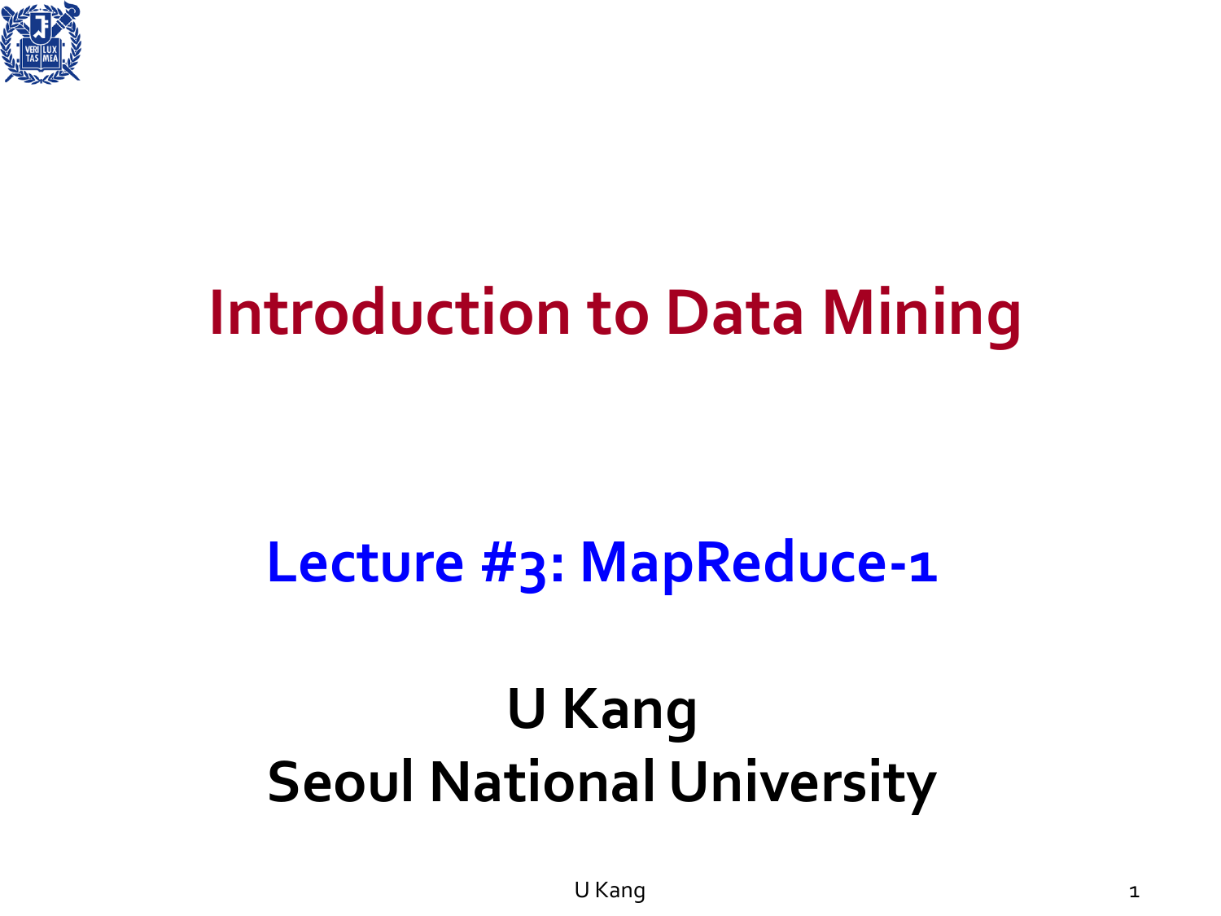# Introduction to Data Mining

## Lecture #3: MapReduce-1

**U Kang**
**Seoul National University**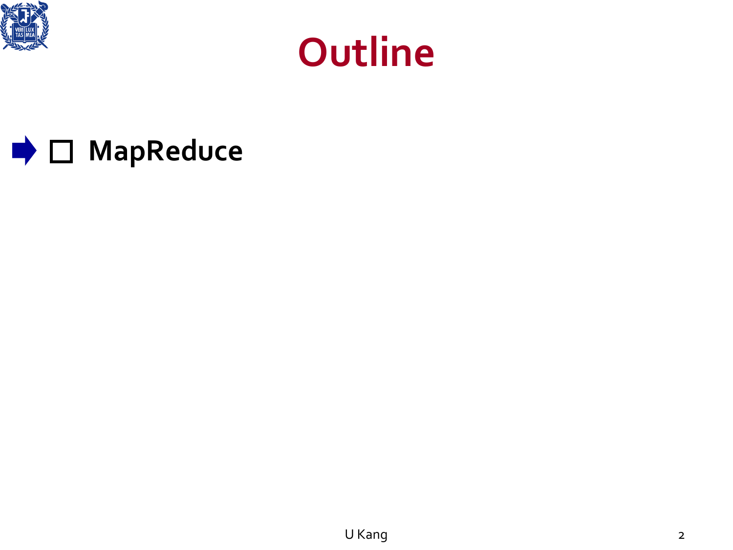# Outline

- ☐ **MapReduce**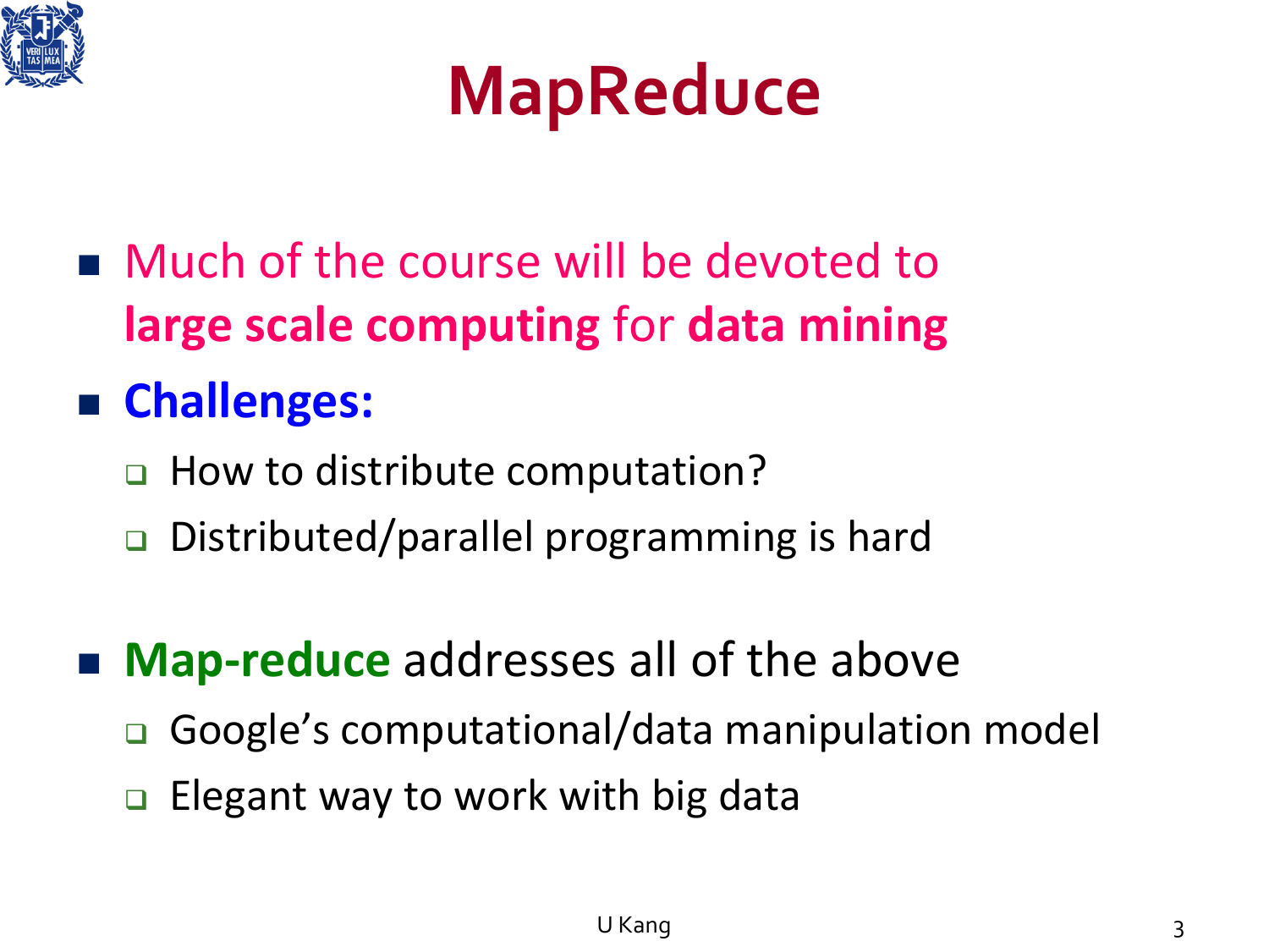# MapReduce

- Much of the course will be devoted to **large scale computing** for **data mining**
- **Challenges:**
  - How to distribute computation?
  - Distributed/parallel programming is hard

- **Map-reduce** addresses all of the above
  - Google's computational/data manipulation model
  - Elegant way to work with big data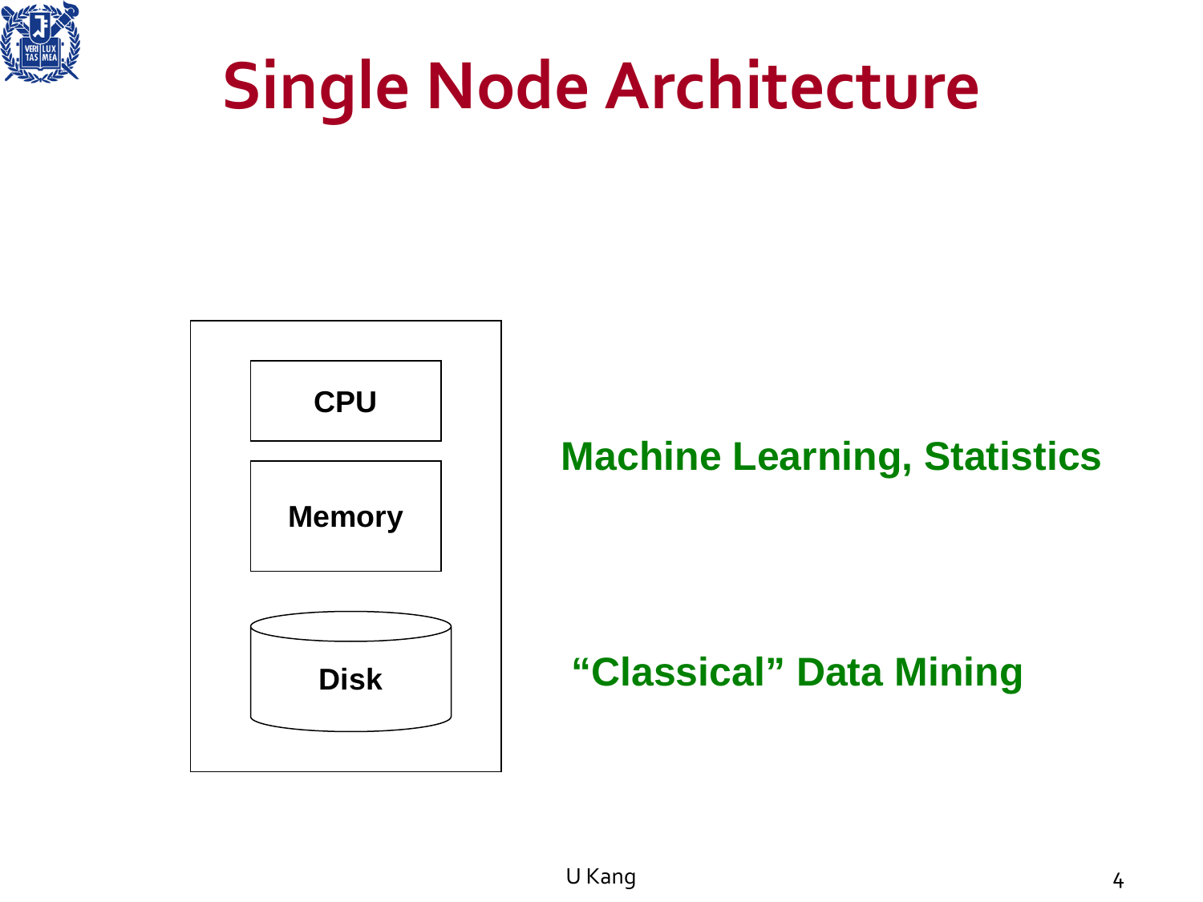# Single Node Architecture

CPU

Memory

Disk

**Machine Learning, Statistics**

**"Classical" Data Mining**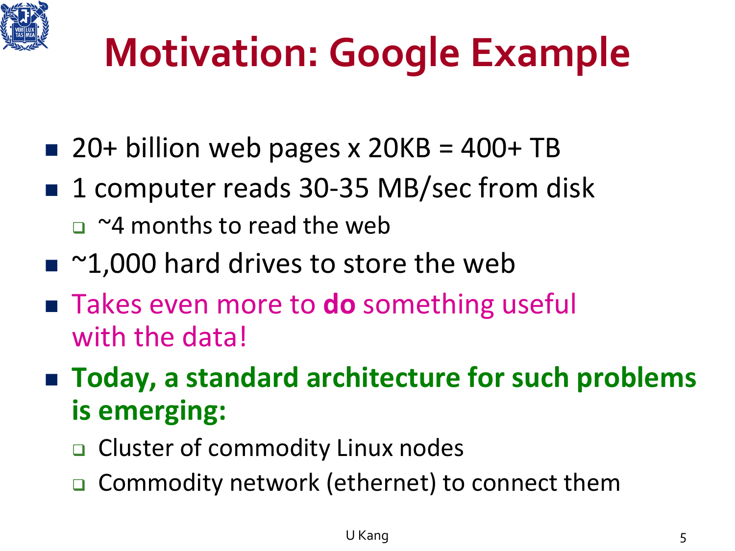# Motivation: Google Example

- 20+ billion web pages x 20KB = 400+ TB
- 1 computer reads 30-35 MB/sec from disk
  - ~4 months to read the web
- ~1,000 hard drives to store the web
- Takes even more to **do** something useful with the data!
- **Today, a standard architecture for such problems is emerging:**
  - Cluster of commodity Linux nodes
  - Commodity network (ethernet) to connect them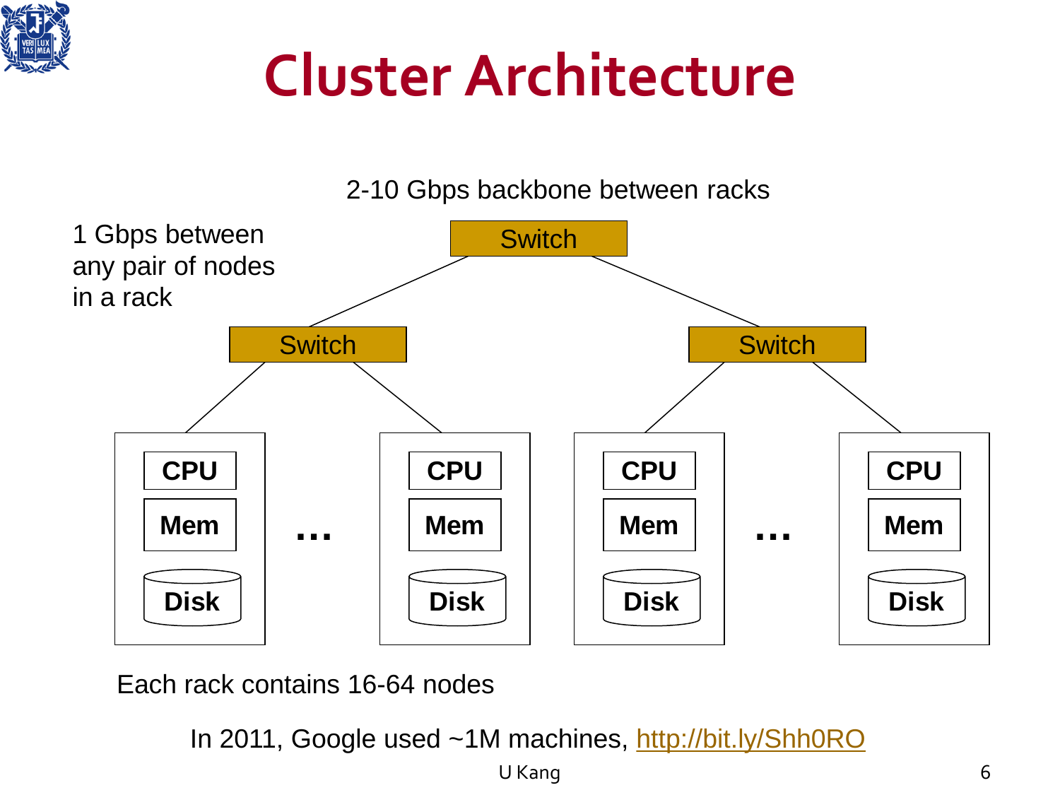# Cluster Architecture

2-10 Gbps backbone between racks

1 Gbps between any pair of nodes in a rack

Switch

Switch

Switch

CPU

Mem

Disk

…

CPU

Mem

Disk

CPU

Mem

Disk

…

CPU

Mem

Disk

Each rack contains 16-64 nodes

In 2011, Google used ~1M machines, http://bit.ly/Shh0RO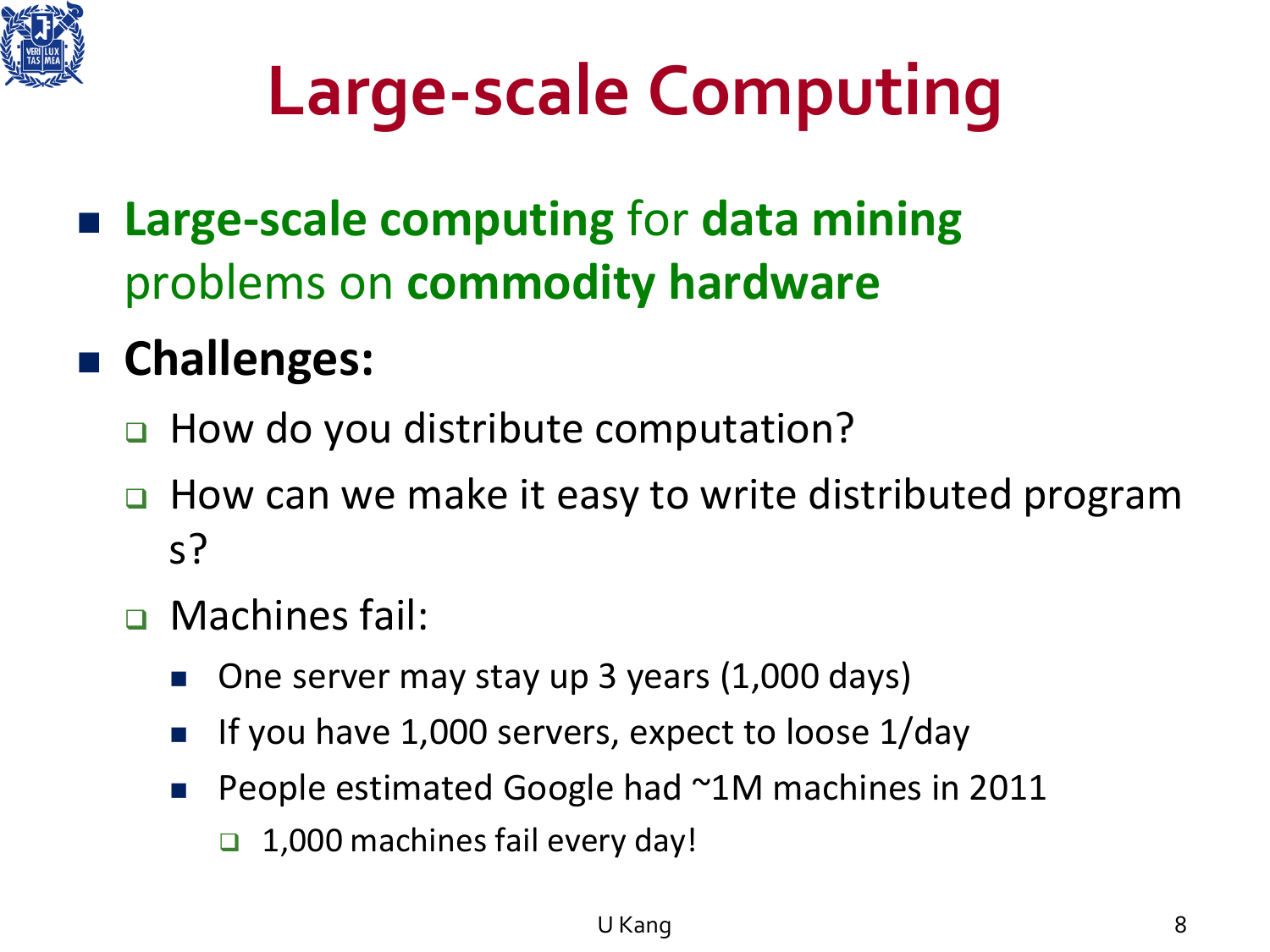# Large-scale Computing

- **Large-scale computing** for **data mining** problems on **commodity hardware**
- **Challenges:**
  - How do you distribute computation?
  - How can we make it easy to write distributed programs?
  - Machines fail:
    - One server may stay up 3 years (1,000 days)
    - If you have 1,000 servers, expect to loose 1/day
    - People estimated Google had ~1M machines in 2011
      - 1,000 machines fail every day!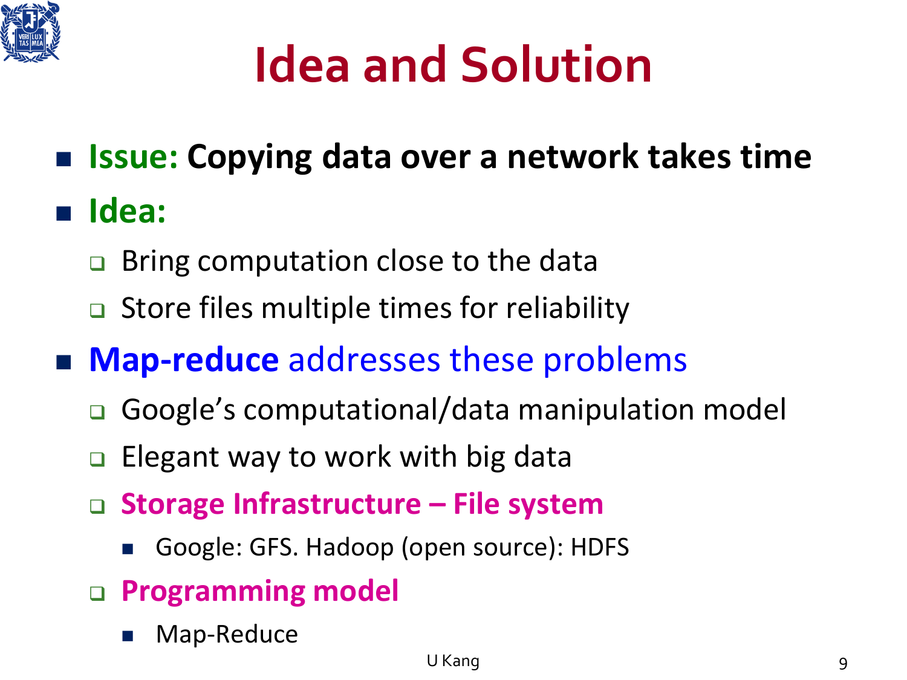# Idea and Solution

- **Issue: Copying data over a network takes time**
- **Idea:**
  - Bring computation close to the data
  - Store files multiple times for reliability
- **Map-reduce** addresses these problems
  - Google's computational/data manipulation model
  - Elegant way to work with big data
  - **Storage Infrastructure – File system**
    - Google: GFS. Hadoop (open source): HDFS
  - **Programming model**
    - Map-Reduce

U Kang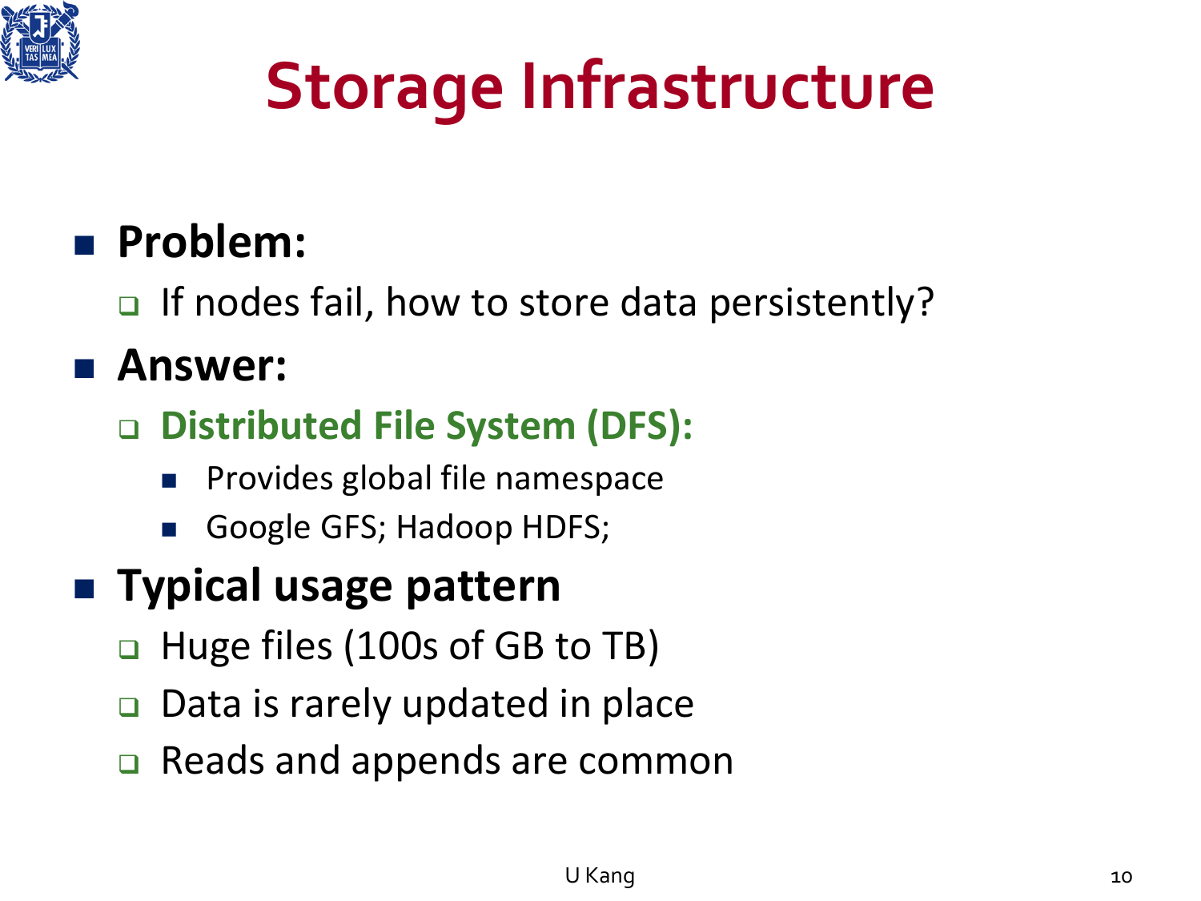# Storage Infrastructure

- **Problem:**
  - If nodes fail, how to store data persistently?
- **Answer:**
  - **Distributed File System (DFS):**
    - Provides global file namespace
    - Google GFS; Hadoop HDFS;
- **Typical usage pattern**
  - Huge files (100s of GB to TB)
  - Data is rarely updated in place
  - Reads and appends are common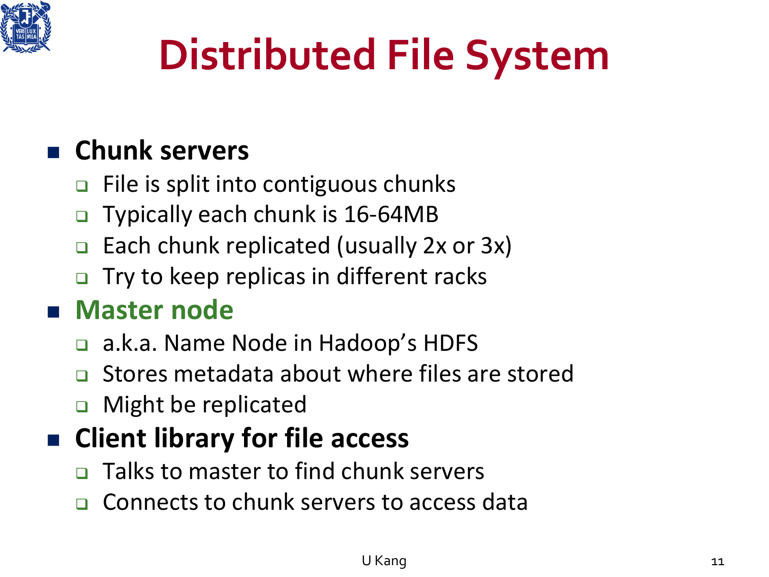# Distributed File System

- **Chunk servers**
  - File is split into contiguous chunks
  - Typically each chunk is 16-64MB
  - Each chunk replicated (usually 2x or 3x)
  - Try to keep replicas in different racks
- **Master node**
  - a.k.a. Name Node in Hadoop's HDFS
  - Stores metadata about where files are stored
  - Might be replicated
- **Client library for file access**
  - Talks to master to find chunk servers
  - Connects to chunk servers to access data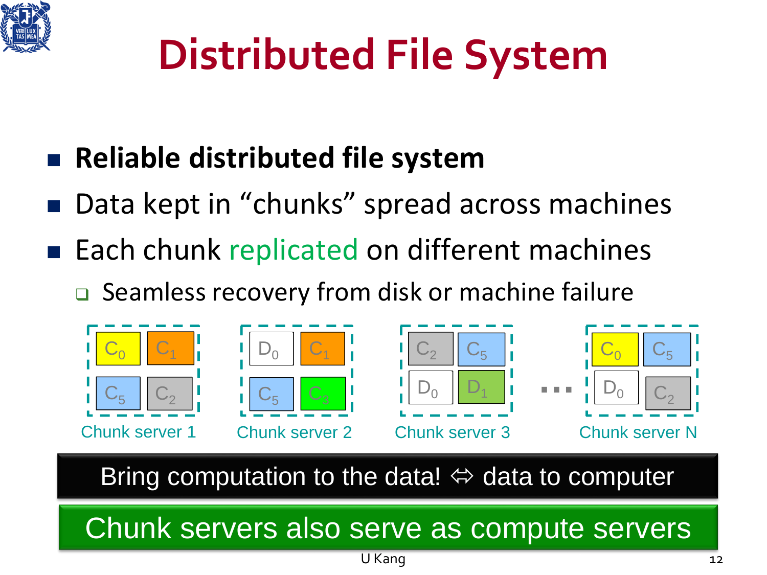# Distributed File System

- **Reliable distributed file system**
- Data kept in "chunks" spread across machines
- Each chunk replicated on different machines
  - Seamless recovery from disk or machine failure

| Chunk server 1 | Chunk server 2 | Chunk server 3 | … | Chunk server N |
|---|---|---|---|---|
| $C_0$, $C_1$, $C_5$, $C_2$ | $D_0$, $C_1$, $C_5$, $C_3$ | $C_2$, $C_5$, $D_0$, $D_1$ | … | $C_0$, $C_5$, $D_0$, $C_2$ |

**Bring computation to the data! ⇔ data to computer**

**Chunk servers also serve as compute servers**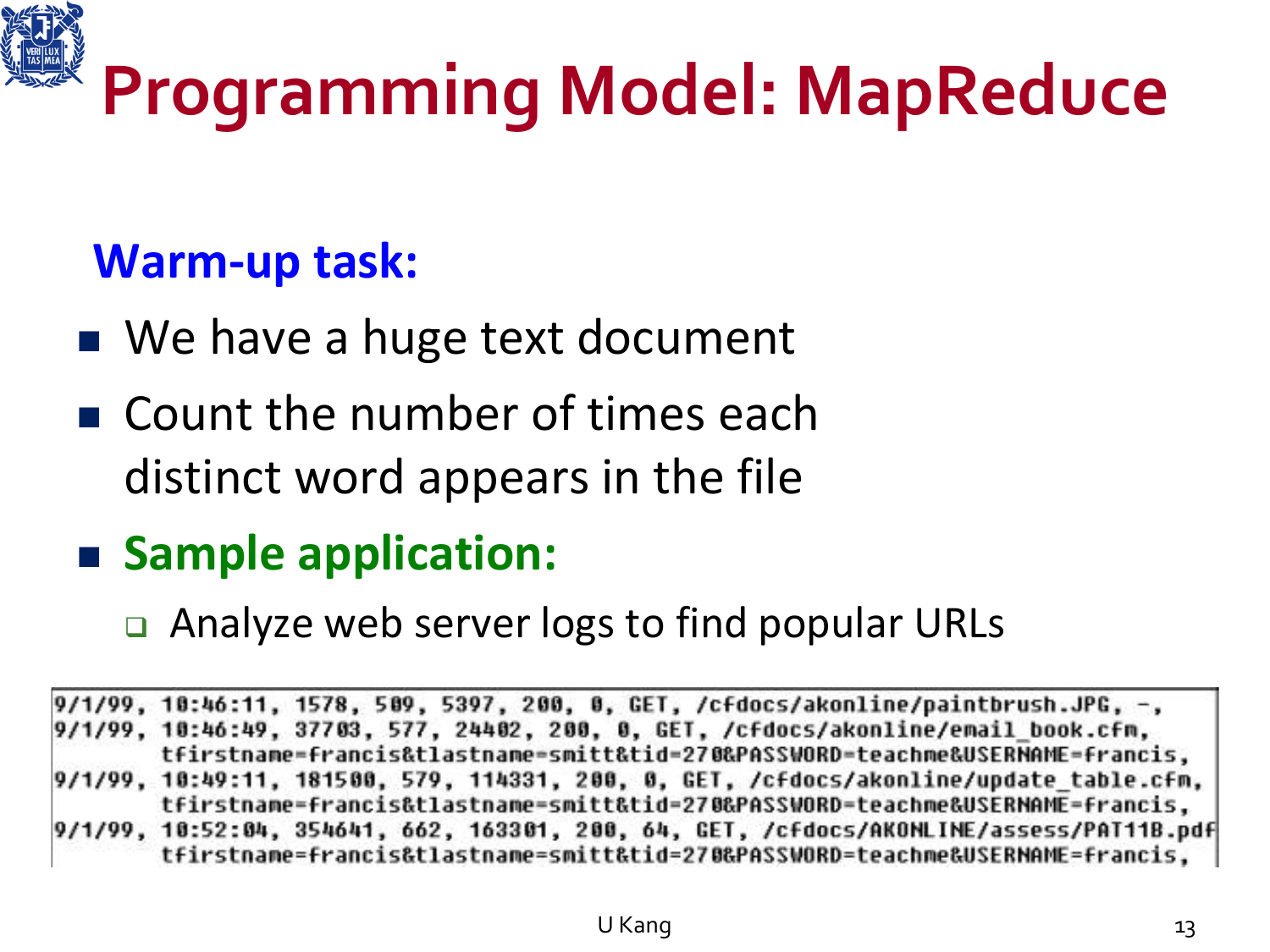# Programming Model: MapReduce

**Warm-up task:**

- We have a huge text document
- Count the number of times each distinct word appears in the file
- **Sample application:**
  - Analyze web server logs to find popular URLs

```
9/1/99, 10:46:11, 1578, 509, 5397, 200, 0, GET, /cfdocs/akonline/paintbrush.JPG, -,
9/1/99, 10:46:49, 37703, 577, 24402, 200, 0, GET, /cfdocs/akonline/email_book.cfm,
        tfirstname=francis&tlastname=smitt&tid=270&PASSWORD=teachme&USERNAME=francis,
9/1/99, 10:49:11, 181500, 579, 114331, 200, 0, GET, /cfdocs/akonline/update_table.cfm,
        tfirstname=francis&tlastname=smitt&tid=270&PASSWORD=teachme&USERNAME=francis,
9/1/99, 10:52:04, 354641, 662, 163301, 200, 64, GET, /cfdocs/AKONLINE/assess/PAT11B.pdf
        tfirstname=francis&tlastname=smitt&tid=270&PASSWORD=teachme&USERNAME=francis,
```

U Kang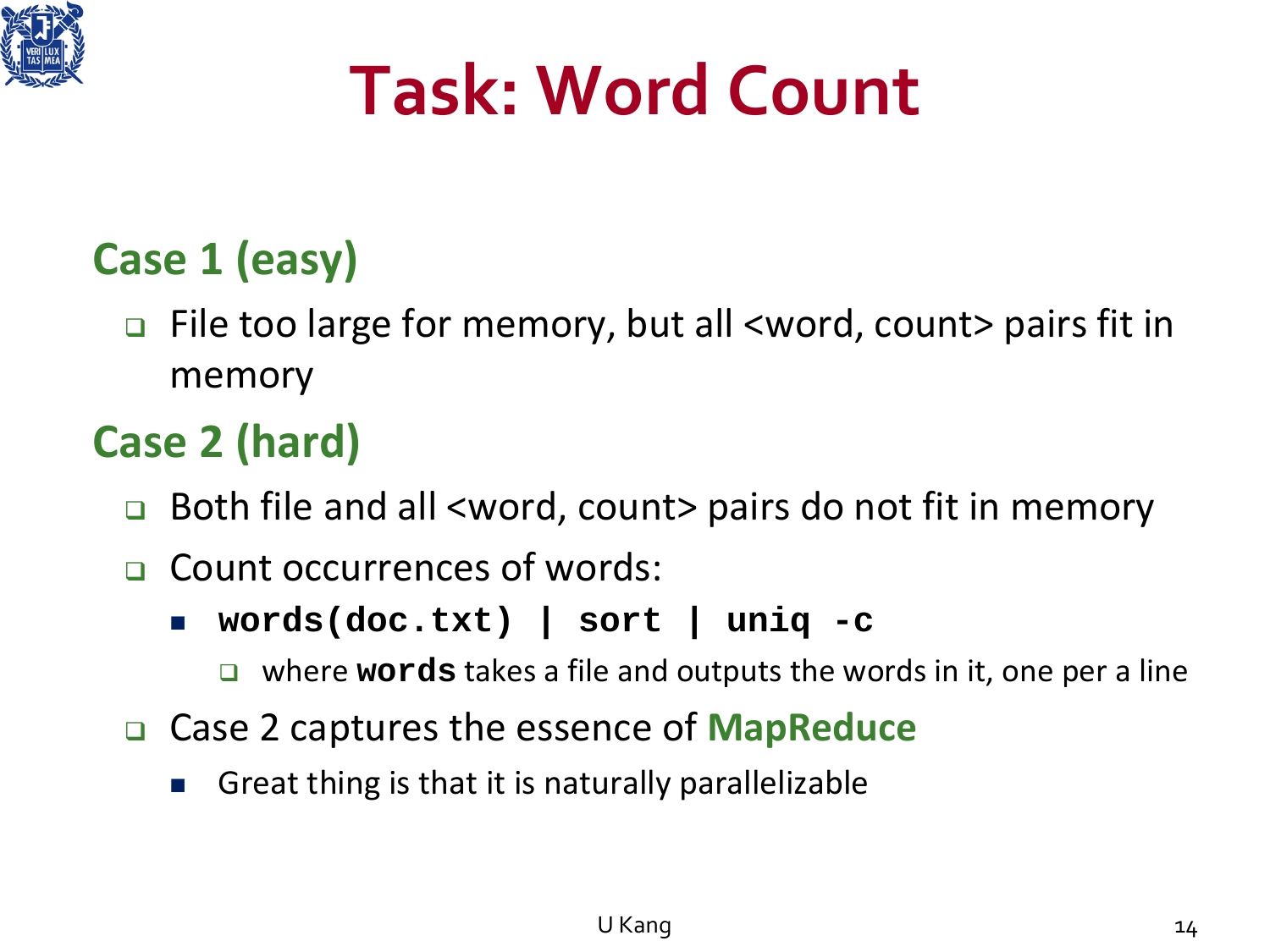# Task: Word Count

## Case 1 (easy)

- File too large for memory, but all <word, count> pairs fit in memory

## Case 2 (hard)

- Both file and all <word, count> pairs do not fit in memory
- Count occurrences of words:
  - `words(doc.txt) | sort | uniq -c`
    - where **`words`** takes a file and outputs the words in it, one per a line
- Case 2 captures the essence of **MapReduce**
  - Great thing is that it is naturally parallelizable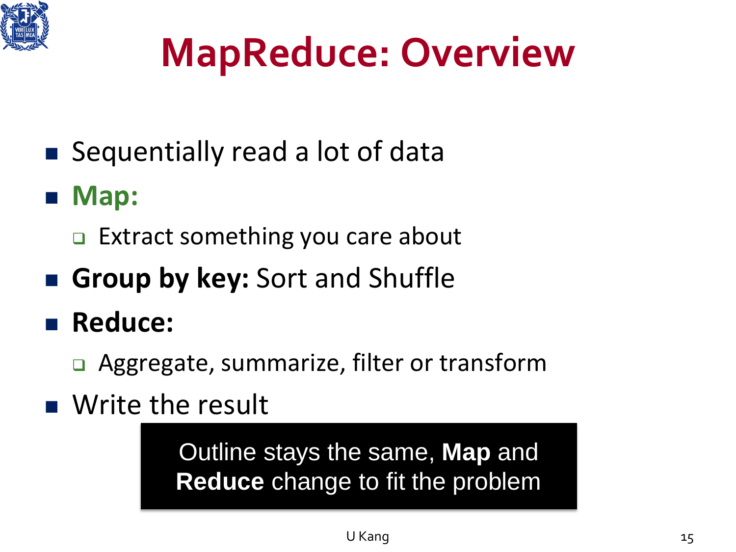# MapReduce: Overview

- Sequentially read a lot of data
- **Map:**
  - Extract something you care about
- **Group by key:** Sort and Shuffle
- **Reduce:**
  - Aggregate, summarize, filter or transform
- Write the result

Outline stays the same, **Map** and **Reduce** change to fit the problem

U Kang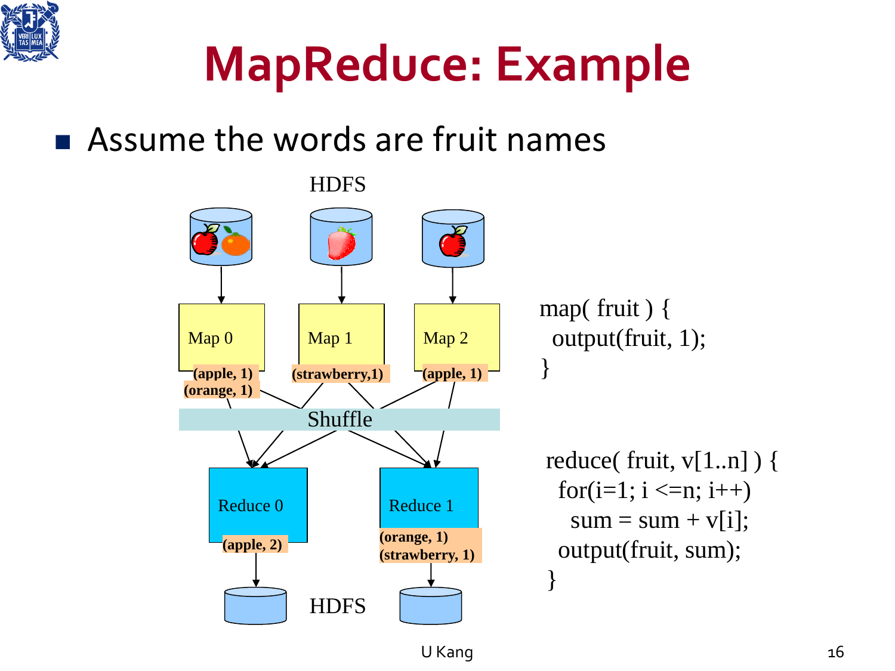# MapReduce: Example

- Assume the words are fruit names

HDFS

Map 0 — (apple, 1) (orange, 1)

Map 1 — (strawberry,1)

Map 2 — (apple, 1)

Shuffle

Reduce 0 — (apple, 2)

Reduce 1 — (orange, 1) (strawberry, 1)

HDFS

```
map( fruit ) {
  output(fruit, 1);
}
```

```
reduce( fruit, v[1..n] ) {
  for(i=1; i <=n; i++)
    sum = sum + v[i];
  output(fruit, sum);
}
```

U Kang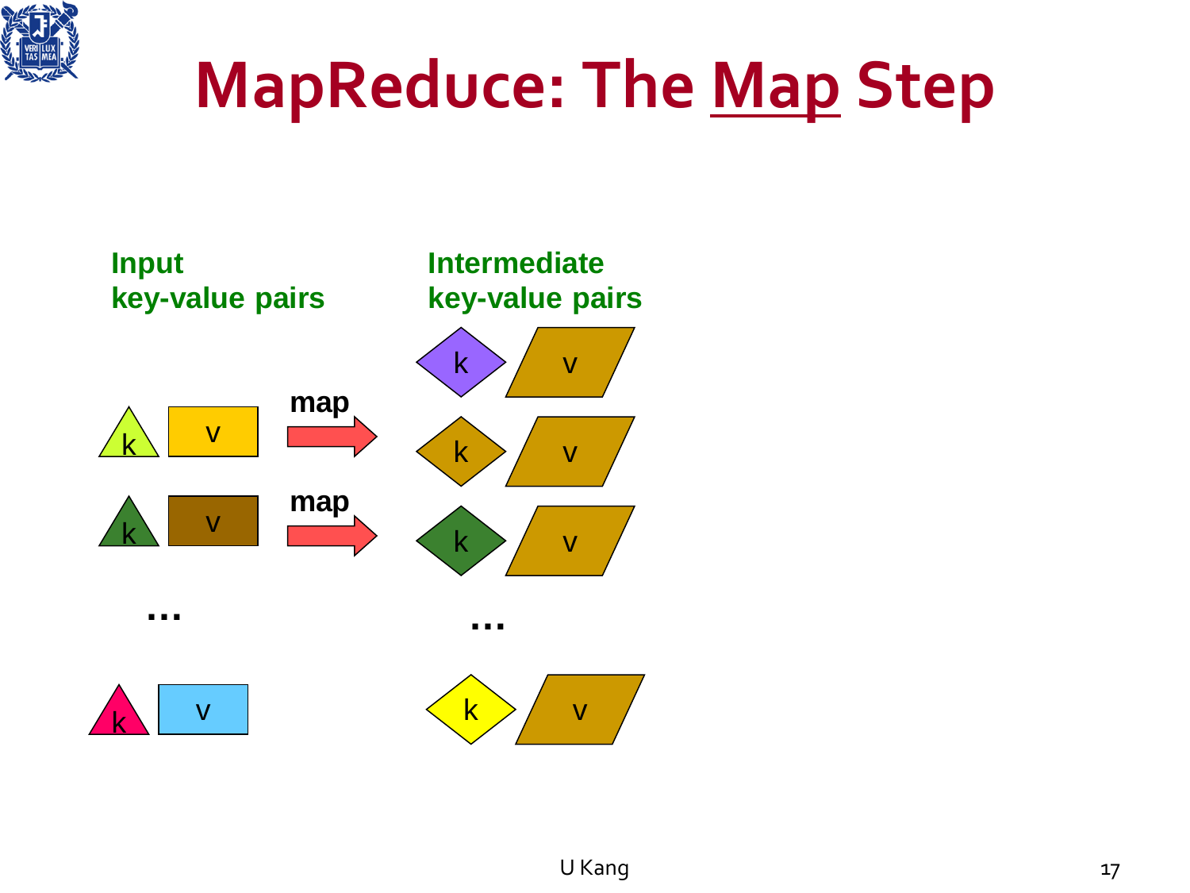# MapReduce: The Map Step

**Input key-value pairs**

**Intermediate key-value pairs**

| Input | | | Intermediate |
|---|---|---|---|
| | | | k v |
| k v | map | → | k v |
| k v | map | → | k v |
| … | | | … |
| k v | | | k v |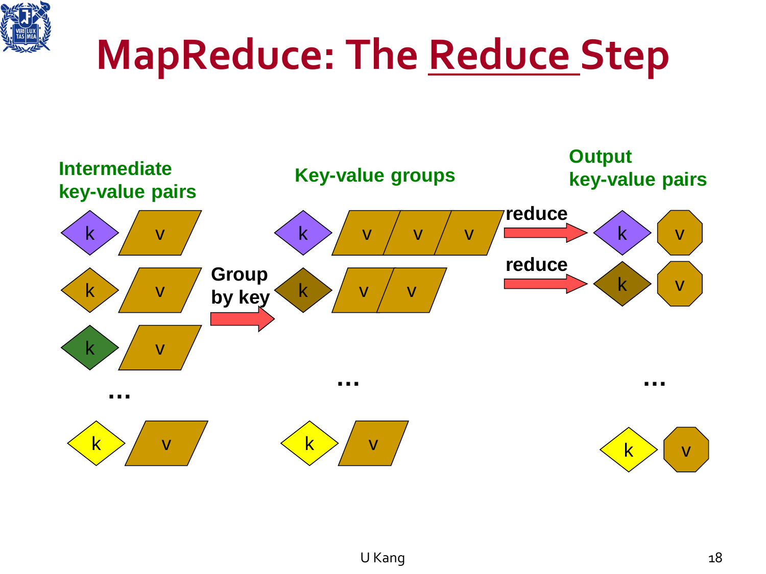# MapReduce: The Reduce Step

Intermediate key-value pairs

Key-value groups

Output key-value pairs

k v
k v
k v
…
k v

Group by key

k v v v
k v v
…
k v

reduce

reduce

k v
k v
…
k v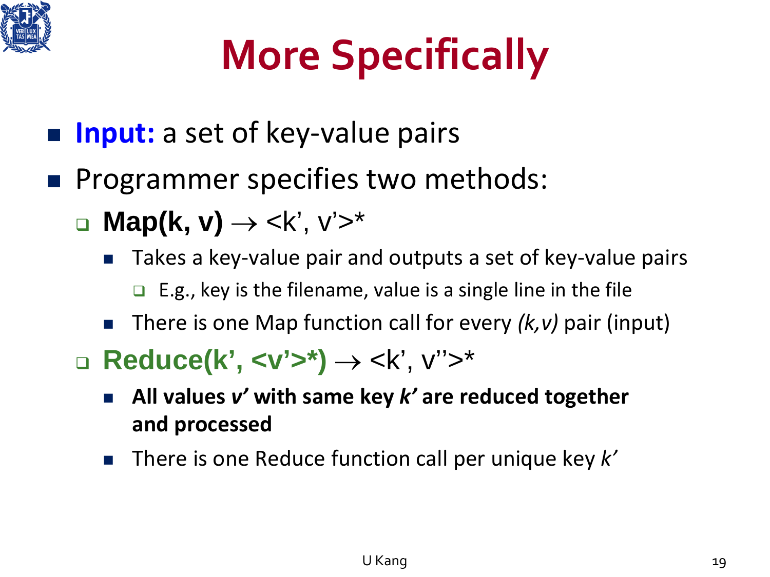# More Specifically

- **Input:** a set of key-value pairs
- Programmer specifies two methods:
  - **Map(k, v)** → <k', v'>*
    - Takes a key-value pair and outputs a set of key-value pairs
      - E.g., key is the filename, value is a single line in the file
    - There is one Map function call for every *(k,v)* pair (input)
  - **Reduce(k', <v'>*)** → <k', v''>*
    - **All values *v'* with same key *k'* are reduced together and processed**
    - There is one Reduce function call per unique key *k'*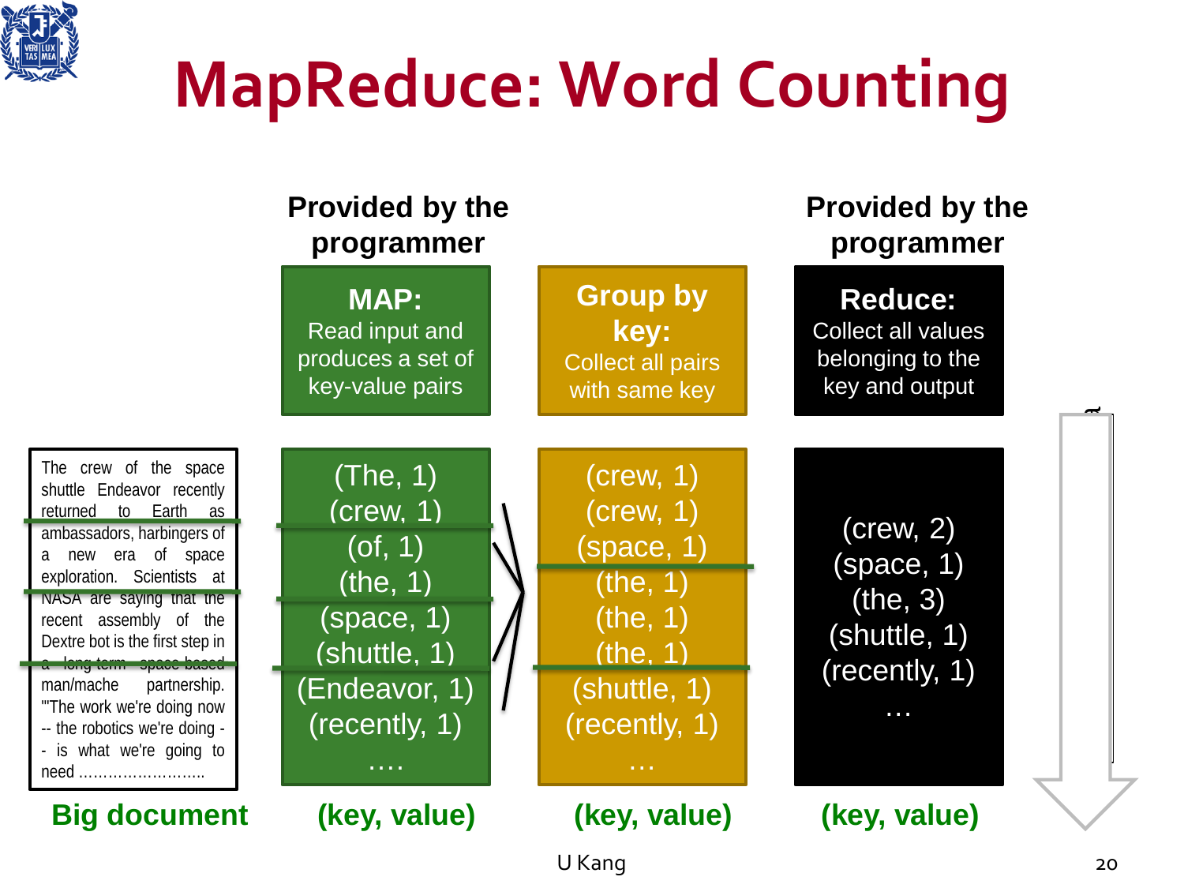# MapReduce: Word Counting

| | Provided by the programmer | | Provided by the programmer |
|---|---|---|---|
| | **MAP:** Read input and produces a set of key-value pairs | **Group by key:** Collect all pairs with same key | **Reduce:** Collect all values belonging to the key and output |
| The crew of the space shuttle Endeavor recently returned to Earth as ambassadors, harbingers of a new era of space exploration. Scientists at NASA are saying that the recent assembly of the Dextre bot is the first step in a long-term space-based man/mache partnership. '"The work we're doing now -- the robotics we're doing -- is what we're going to need …………………….. | (The, 1) (crew, 1) (of, 1) (the, 1) (space, 1) (shuttle, 1) (Endeavor, 1) (recently, 1) …. | (crew, 1) (crew, 1) (space, 1) (the, 1) (the, 1) (the, 1) (shuttle, 1) (recently, 1) … | (crew, 2) (space, 1) (the, 3) (shuttle, 1) (recently, 1) … |
| **Big document** | **(key, value)** | **(key, value)** | **(key, value)** |

U Kang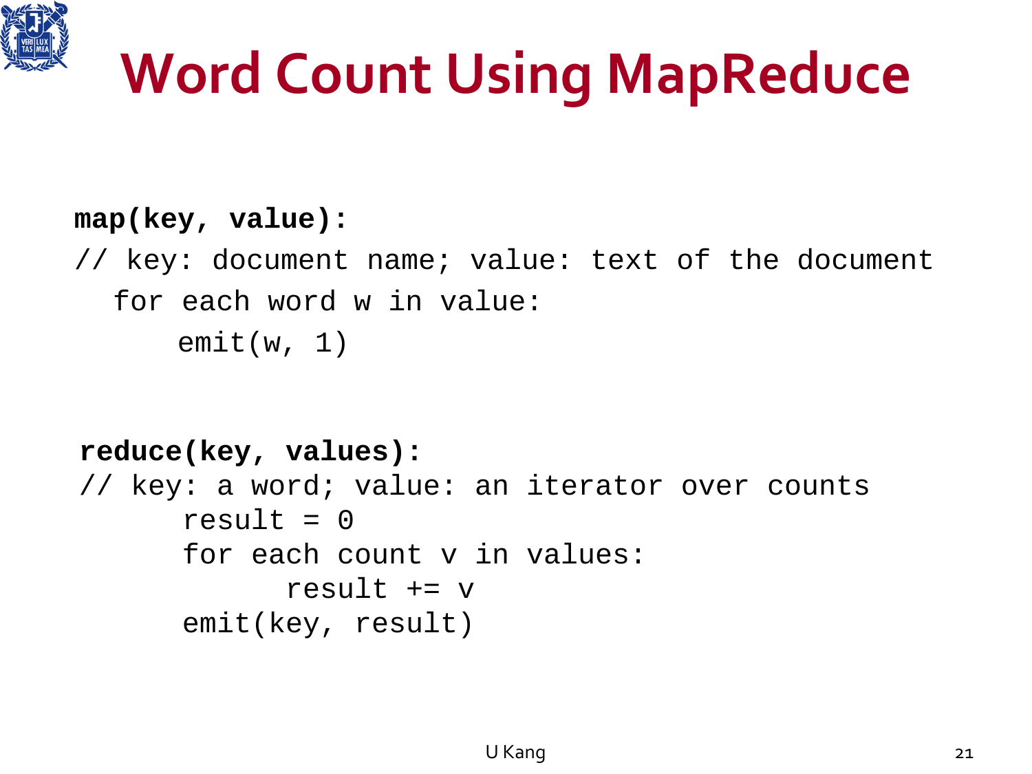# Word Count Using MapReduce

```
map(key, value):
// key: document name; value: text of the document
  for each word w in value:
      emit(w, 1)
```

```
reduce(key, values):
// key: a word; value: an iterator over counts
      result = 0
      for each count v in values:
            result += v
      emit(key, result)
```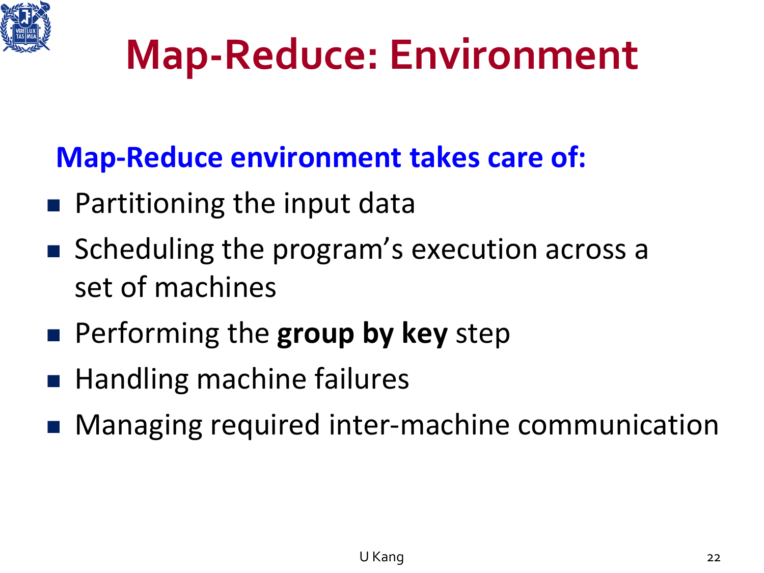# Map-Reduce: Environment

**Map-Reduce environment takes care of:**

- Partitioning the input data
- Scheduling the program's execution across a set of machines
- Performing the **group by key** step
- Handling machine failures
- Managing required inter-machine communication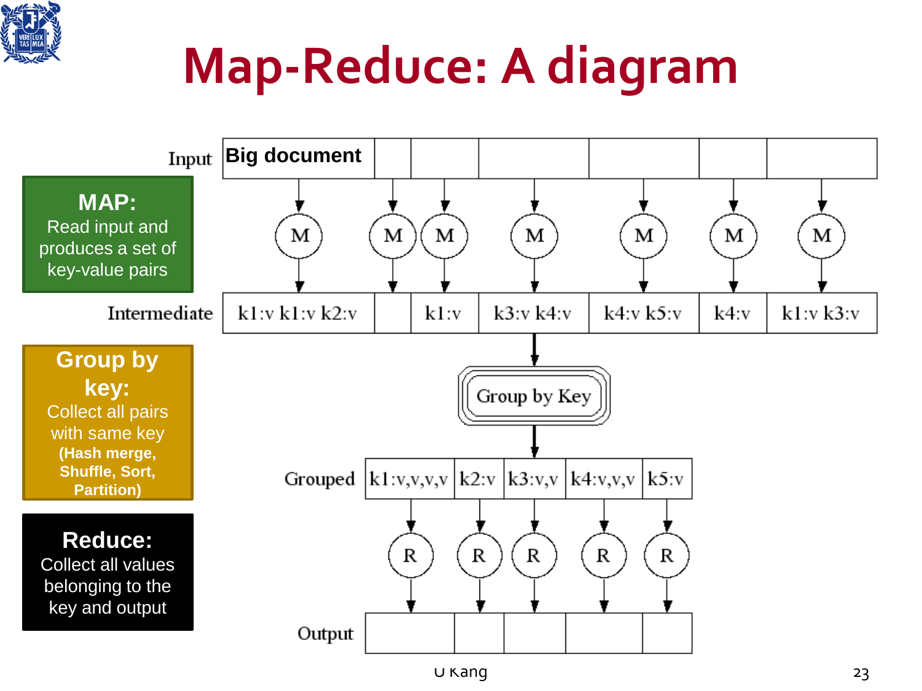# Map-Reduce: A diagram

**MAP:**
Read input and produces a set of key-value pairs

**Group by key:**
Collect all pairs with same key
**(Hash merge, Shuffle, Sort, Partition)**

**Reduce:**
Collect all values belonging to the key and output

Input: Big document

Intermediate: k1:v k1:v k2:v | | k1:v | k3:v k4:v | k4:v k5:v | k4:v | k1:v k3:v

Group by Key

Grouped: k1:v,v,v,v | k2:v | k3:v,v | k4:v,v,v | k5:v

Output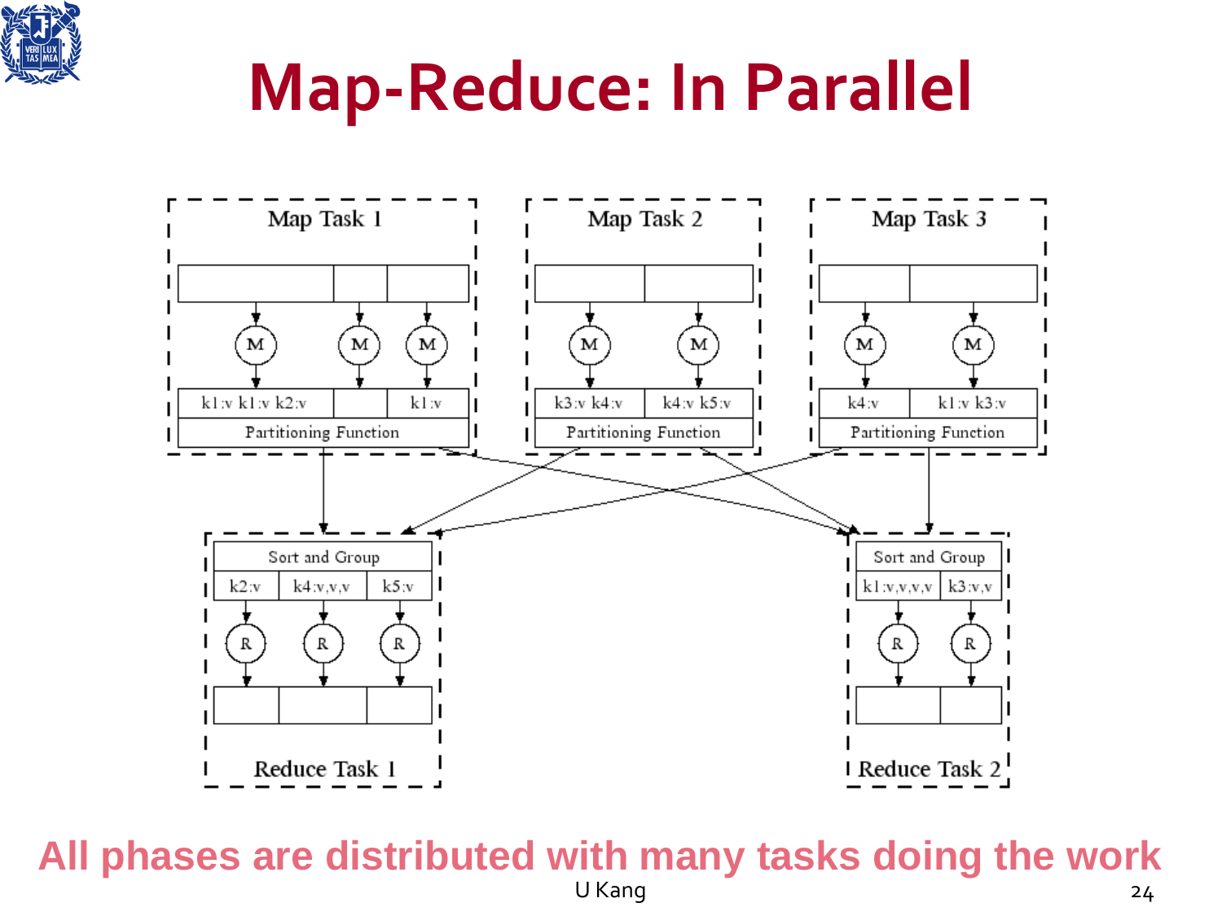# Map-Reduce: In Parallel

Map Task 1

M M M

k1:v k1:v k2:v | | k1:v

Partitioning Function

Map Task 2

M M

k3:v k4:v | k4:v k5:v

Partitioning Function

Map Task 3

M M

k4:v | k1:v k3:v

Partitioning Function

Sort and Group

k2:v | k4:v,v,v | k5:v

R R R

Reduce Task 1

Sort and Group

k1:v,v,v,v | k3:v,v

R R

Reduce Task 2

**All phases are distributed with many tasks doing the work**

U Kang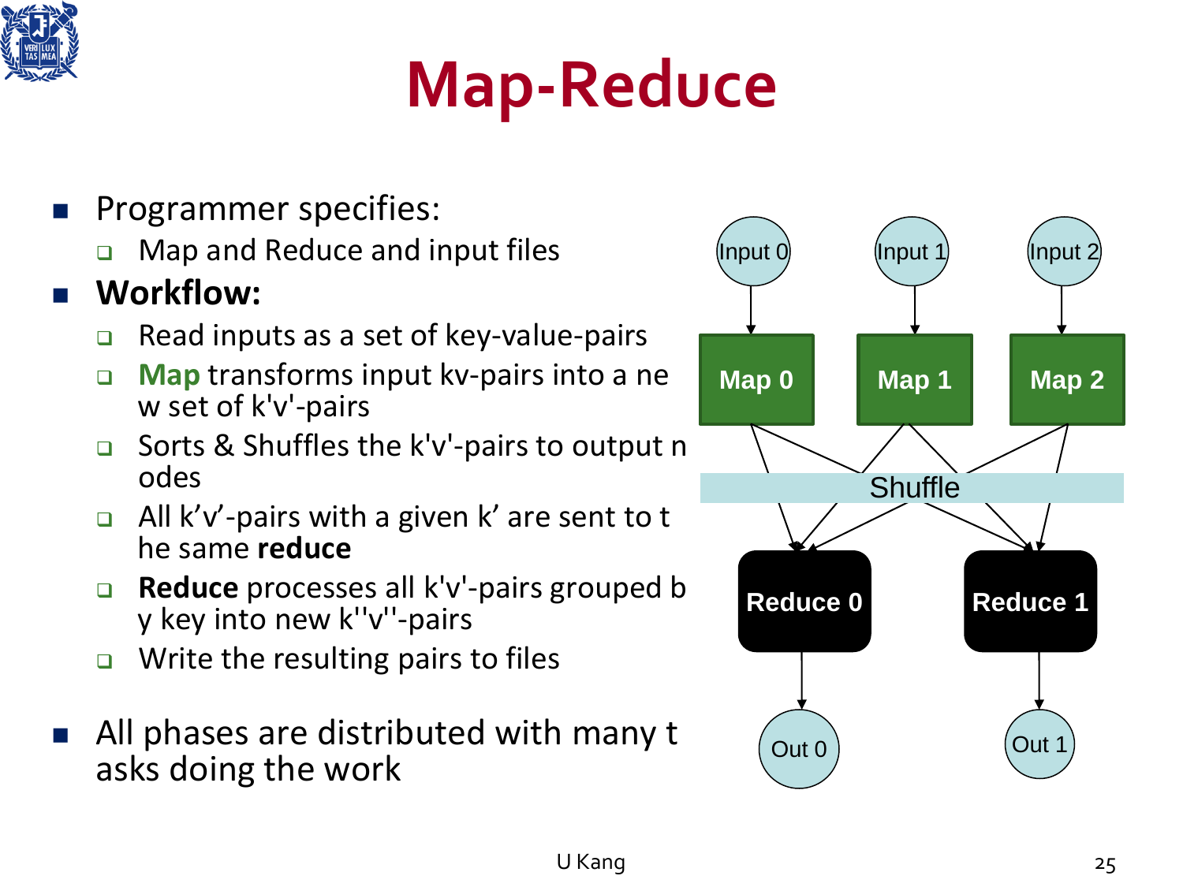# Map-Reduce

- Programmer specifies:
  - Map and Reduce and input files
- **Workflow:**
  - Read inputs as a set of key-value-pairs
  - **Map** transforms input kv-pairs into a new set of k'v'-pairs
  - Sorts & Shuffles the k'v'-pairs to output nodes
  - All k'v'-pairs with a given k' are sent to the same **reduce**
  - **Reduce** processes all k'v'-pairs grouped by key into new k''v''-pairs
  - Write the resulting pairs to files
- All phases are distributed with many tasks doing the work

Input 0 | Input 1 | Input 2

Map 0 | Map 1 | Map 2

Shuffle

Reduce 0 | Reduce 1

Out 0 | Out 1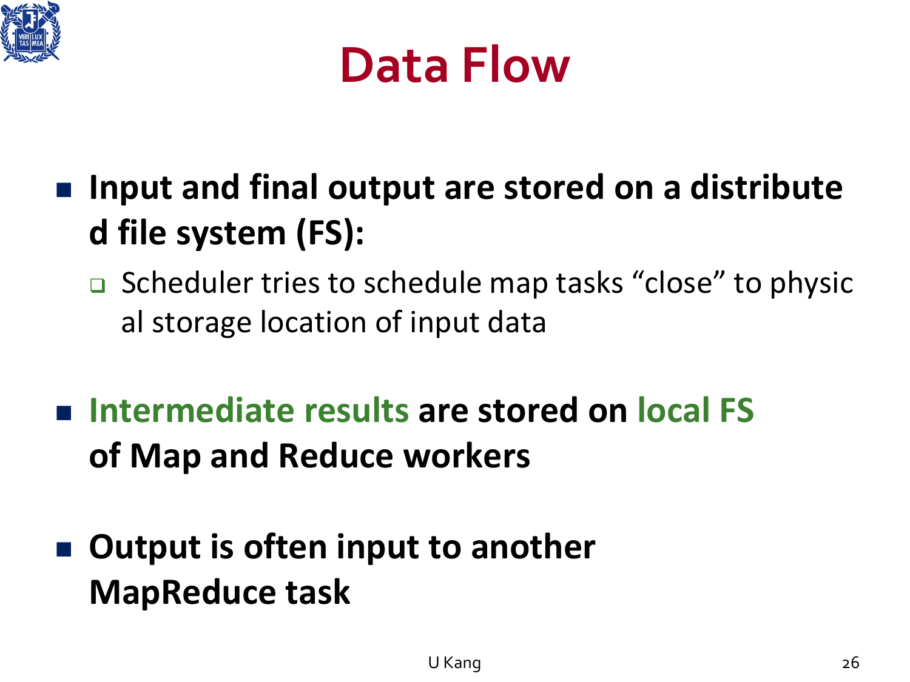# Data Flow

- **Input and final output are stored on a distributed file system (FS):**
  - Scheduler tries to schedule map tasks "close" to physical storage location of input data

- **Intermediate results are stored on local FS of Map and Reduce workers**

- **Output is often input to another MapReduce task**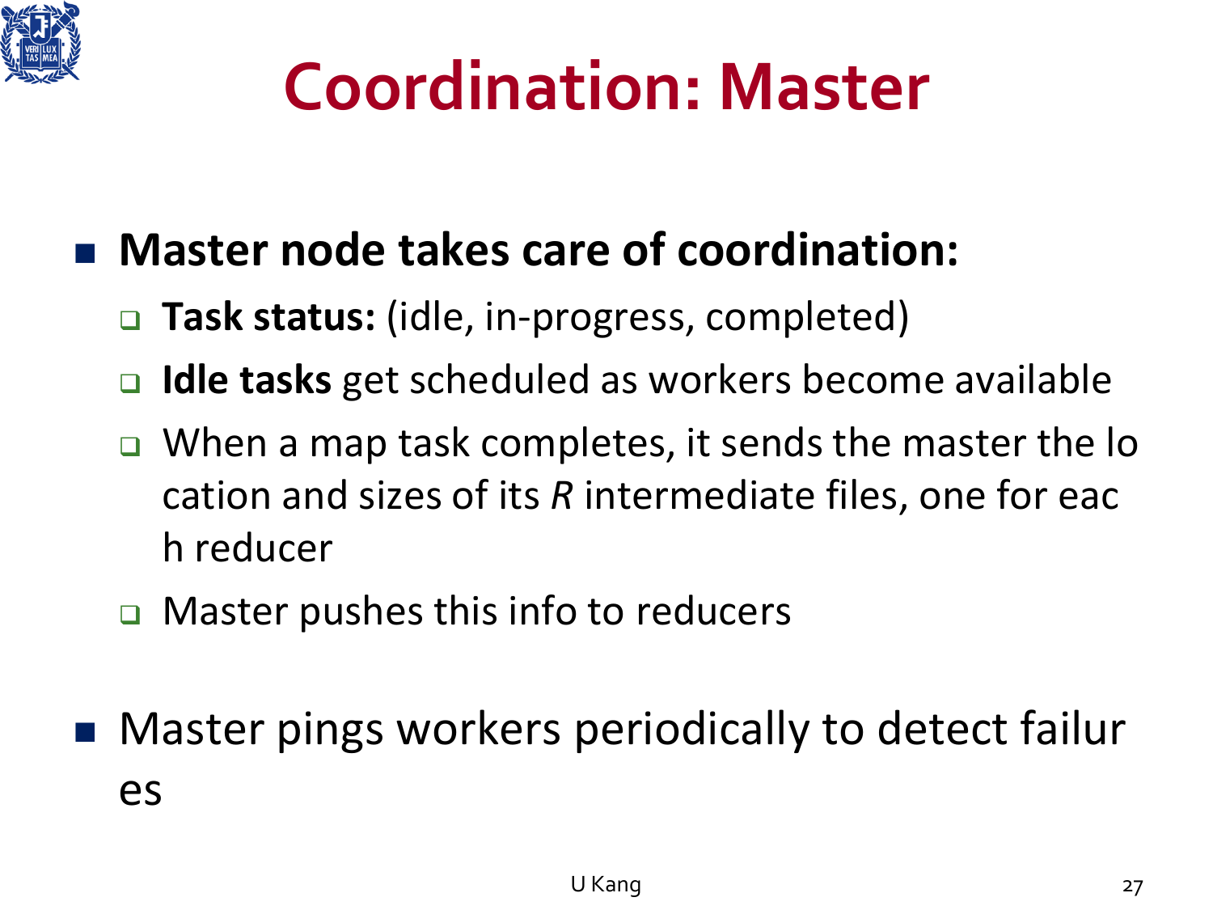# Coordination: Master

- **Master node takes care of coordination:**
  - **Task status:** (idle, in-progress, completed)
  - **Idle tasks** get scheduled as workers become available
  - When a map task completes, it sends the master the location and sizes of its *R* intermediate files, one for each reducer
  - Master pushes this info to reducers
- Master pings workers periodically to detect failures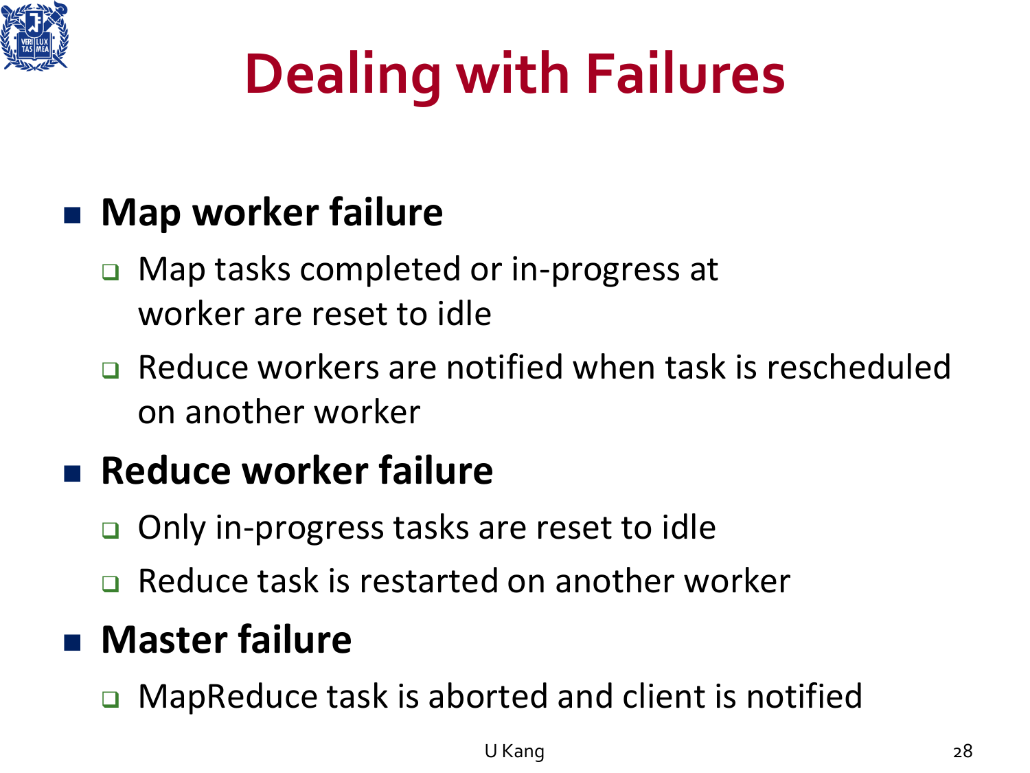# Dealing with Failures

- **Map worker failure**
  - Map tasks completed or in-progress at worker are reset to idle
  - Reduce workers are notified when task is rescheduled on another worker
- **Reduce worker failure**
  - Only in-progress tasks are reset to idle
  - Reduce task is restarted on another worker
- **Master failure**
  - MapReduce task is aborted and client is notified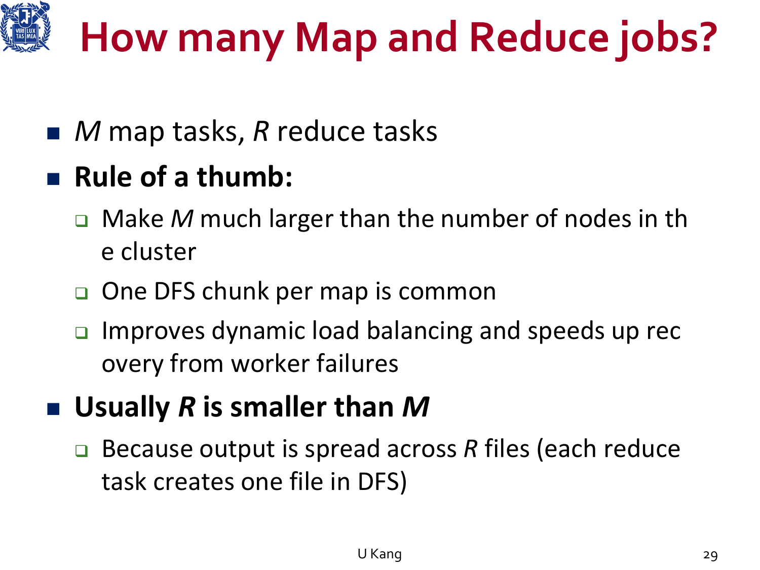# How many Map and Reduce jobs?

- $M$ map tasks, $R$ reduce tasks
- **Rule of a thumb:**
  - Make $M$ much larger than the number of nodes in the cluster
  - One DFS chunk per map is common
  - Improves dynamic load balancing and speeds up recovery from worker failures
- **Usually $R$ is smaller than $M$**
  - Because output is spread across $R$ files (each reduce task creates one file in DFS)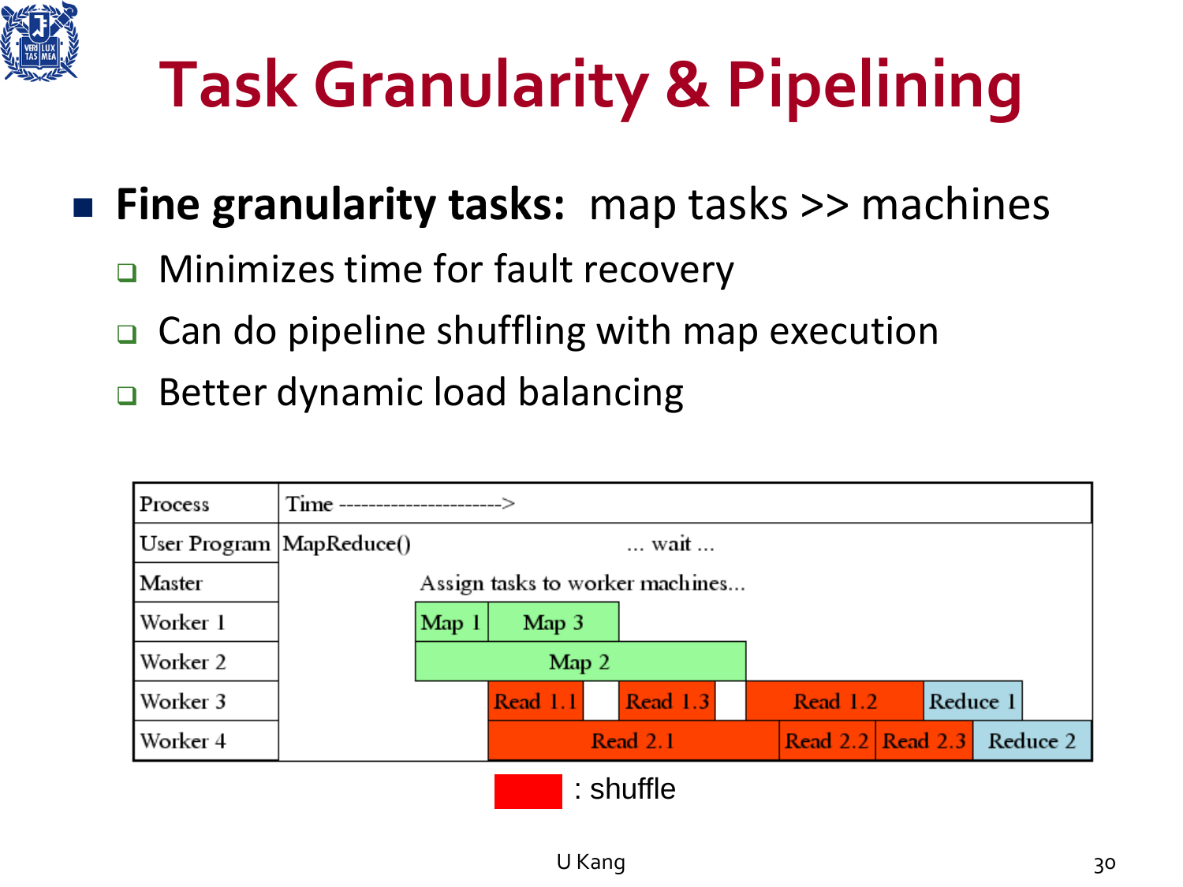# Task Granularity & Pipelining

- **Fine granularity tasks:** map tasks >> machines
  - Minimizes time for fault recovery
  - Can do pipeline shuffling with map execution
  - Better dynamic load balancing

| Process | Time ----------------------> | | | | | |
|---|---|---|---|---|---|---|
| User Program | MapReduce() | ... wait ... | | | | |
| Master | Assign tasks to worker machines... | | | | | |
| Worker 1 | Map 1 | Map 3 | | | | |
| Worker 2 | Map 2 | | | | | |
| Worker 3 | Read 1.1 | Read 1.3 | Read 1.2 | Reduce 1 | | |
| Worker 4 | Read 2.1 | Read 2.2 | Read 2.3 | Reduce 2 | | |

Red (Read) : shuffle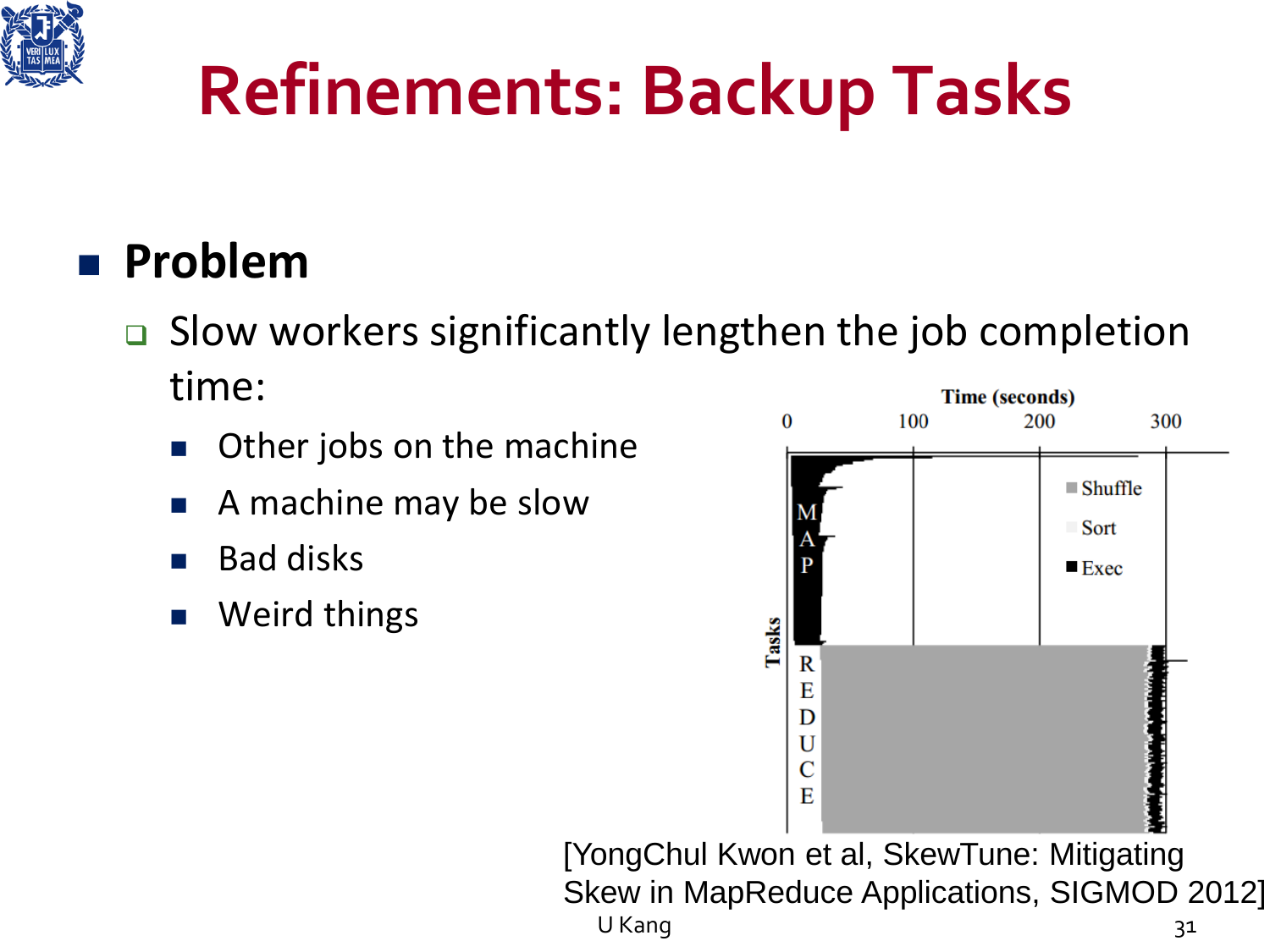# Refinements: Backup Tasks

- **Problem**
  - Slow workers significantly lengthen the job completion time:
    - Other jobs on the machine
    - A machine may be slow
    - Bad disks
    - Weird things

[YongChul Kwon et al, SkewTune: Mitigating Skew in MapReduce Applications, SIGMOD 2012]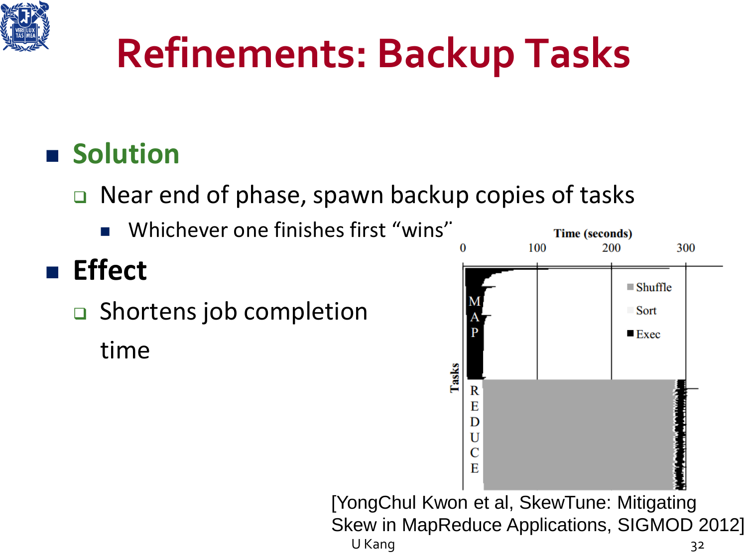# Refinements: Backup Tasks

- **Solution**
  - Near end of phase, spawn backup copies of tasks
    - Whichever one finishes first "wins"
- **Effect**
  - Shortens job completion time

[YongChul Kwon et al, SkewTune: Mitigating Skew in MapReduce Applications, SIGMOD 2012]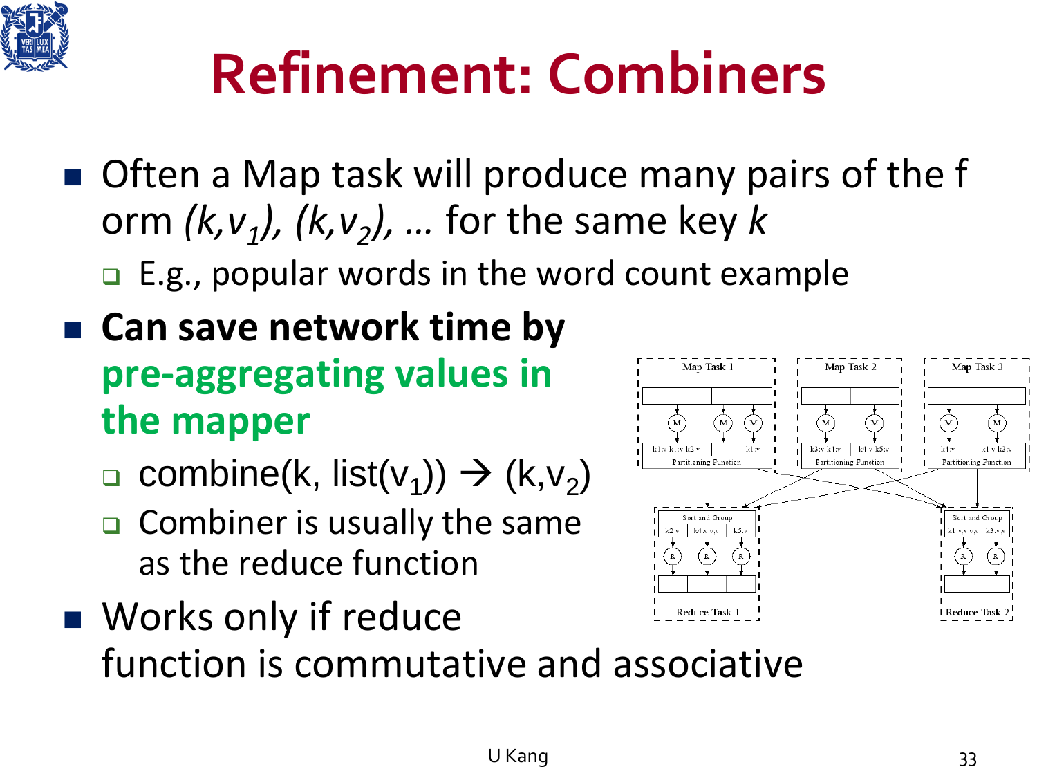# Refinement: Combiners

- Often a Map task will produce many pairs of the form *$(k,v_1)$, $(k,v_2)$, …* for the same key *k*
  - E.g., popular words in the word count example
- **Can save network time by pre-aggregating values in the mapper**
  - combine(k, list($v_1$)) → $(k,v_2)$
  - Combiner is usually the same as the reduce function
- Works only if reduce function is commutative and associative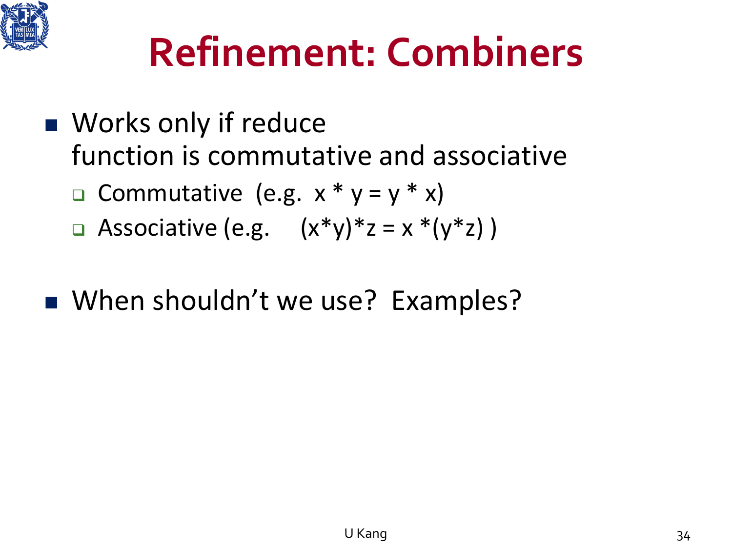# Refinement: Combiners

- Works only if reduce function is commutative and associative
  - Commutative (e.g. $x * y = y * x$)
  - Associative (e.g. $(x*y)*z = x*(y*z)$ )

- When shouldn't we use? Examples?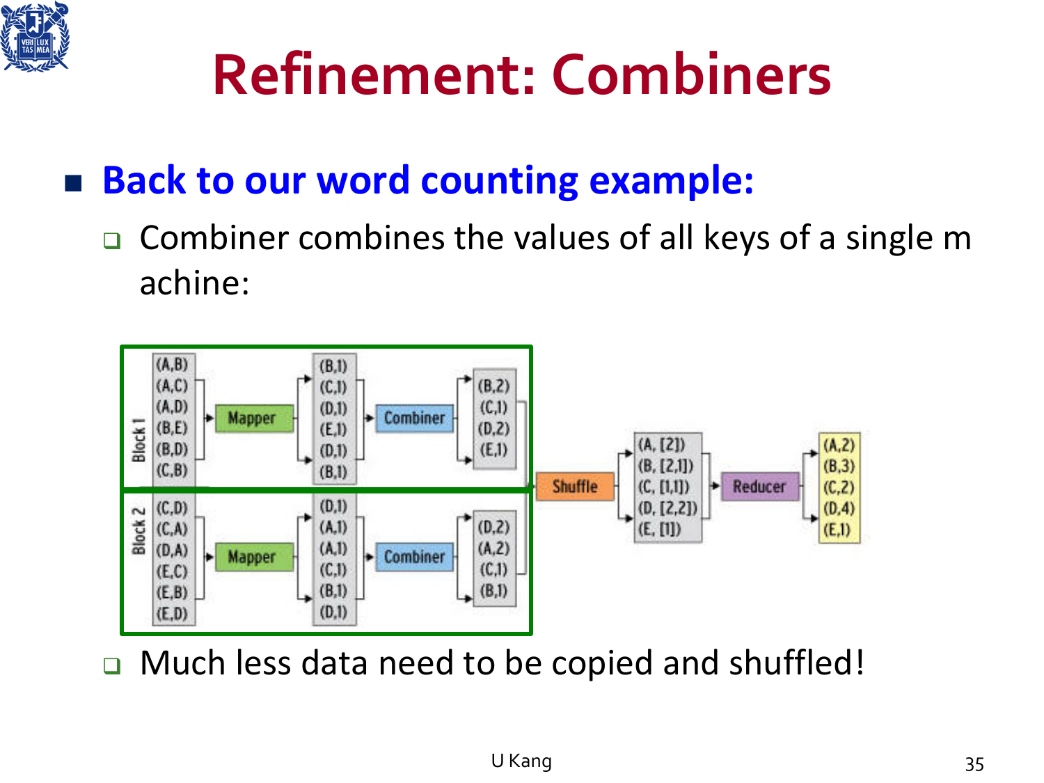# Refinement: Combiners

- **Back to our word counting example:**
  - Combiner combines the values of all keys of a single m achine:
  - Much less data need to be copied and shuffled!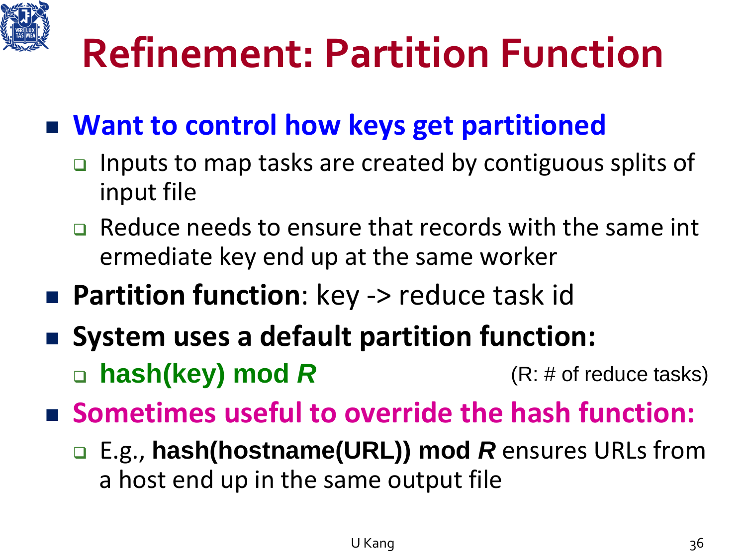# Refinement: Partition Function

- **Want to control how keys get partitioned**
  - Inputs to map tasks are created by contiguous splits of input file
  - Reduce needs to ensure that records with the same int ermediate key end up at the same worker
- **Partition function**: key -> reduce task id
- **System uses a default partition function:**
  - **hash(key) mod *R*** (R: # of reduce tasks)
- **Sometimes useful to override the hash function:**
  - E.g., **hash(hostname(URL)) mod *R*** ensures URLs from a host end up in the same output file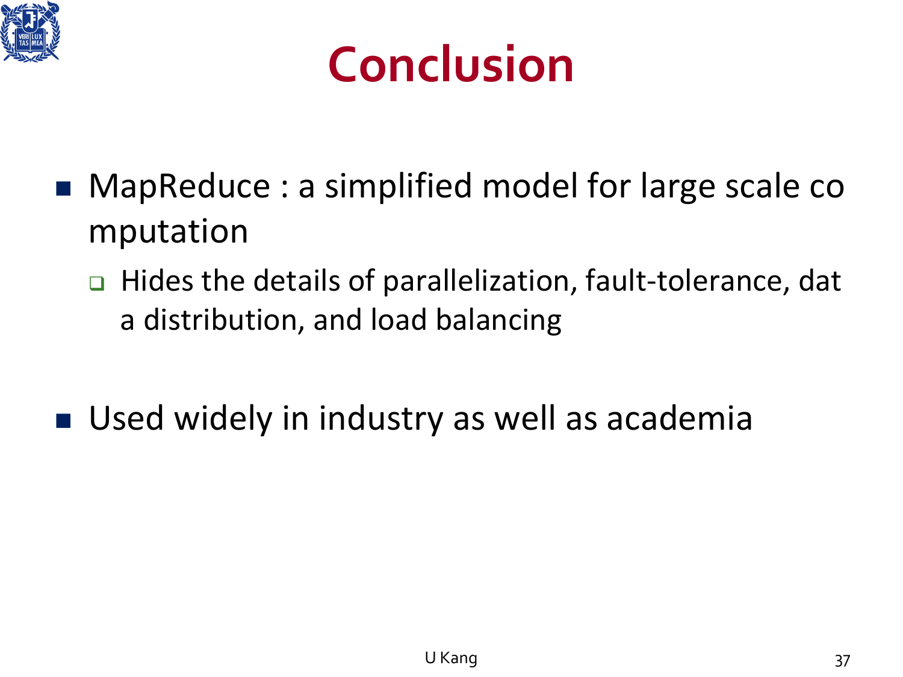# Conclusion

- MapReduce : a simplified model for large scale computation
  - Hides the details of parallelization, fault-tolerance, data distribution, and load balancing
- Used widely in industry as well as academia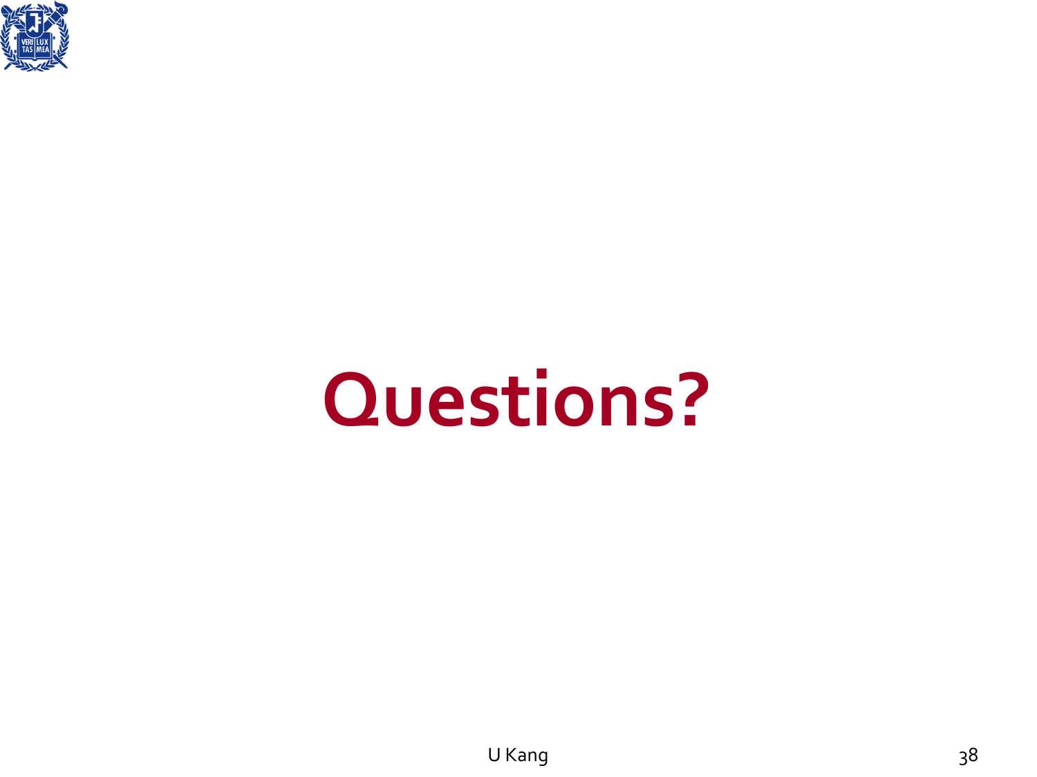# Questions?